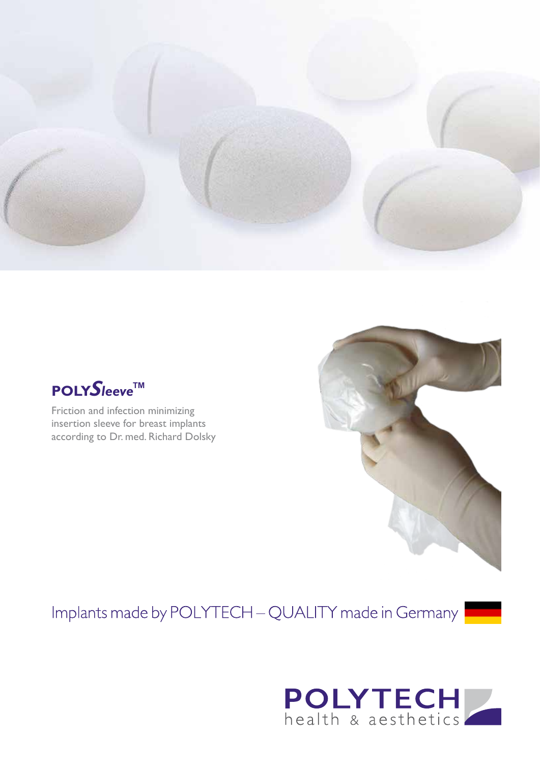# POLY*Sleeve*™

Friction and infection minimizing insertion sleeve for breast implants according to Dr. med. Richard Dolsky

Implants made by POLYTECH – QUALITY made in Germany

**POLYTECH**
health & aesthetics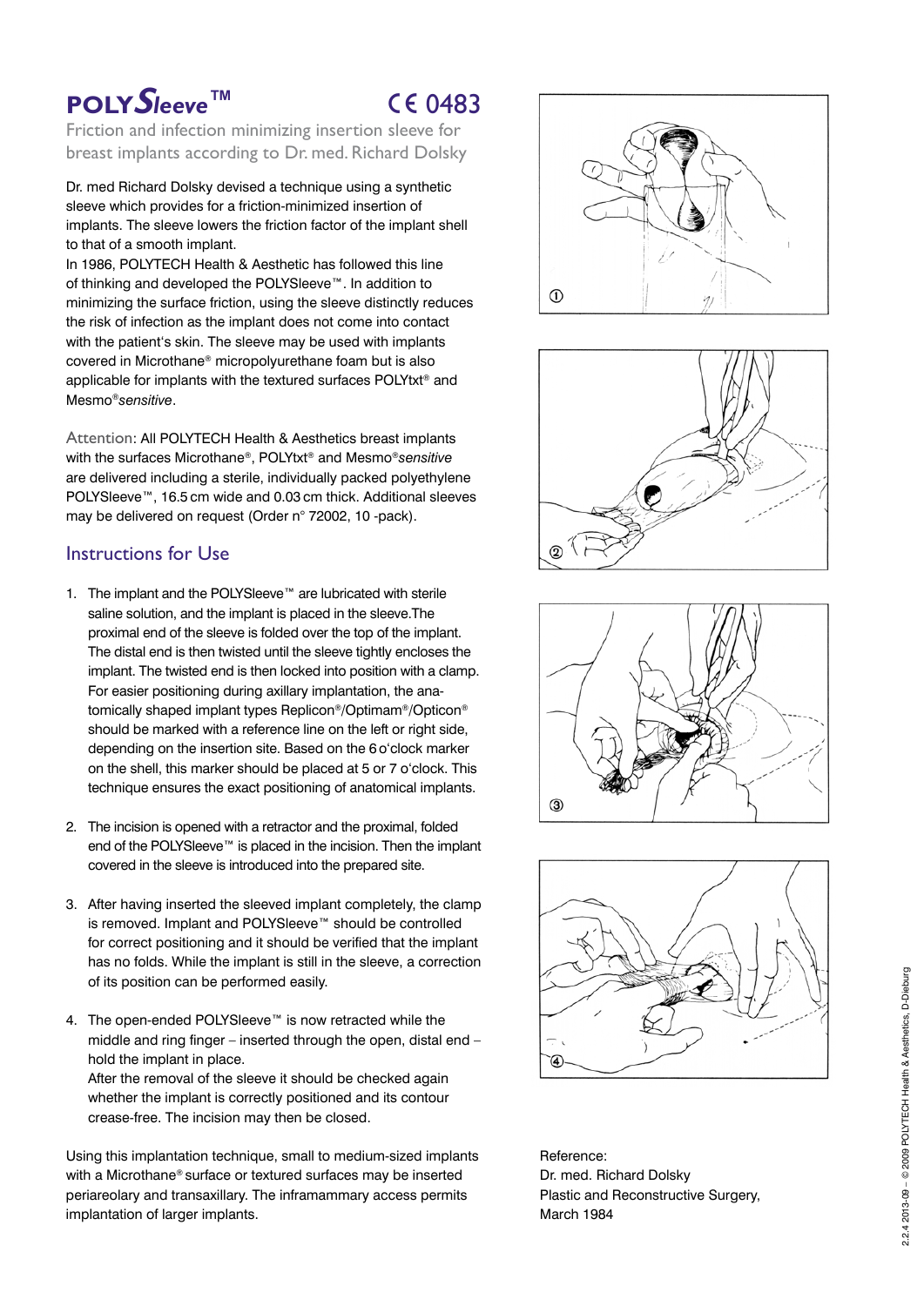# POLYSleeve™

CE 0483

Friction and infection minimizing insertion sleeve for breast implants according to Dr. med. Richard Dolsky

Dr. med Richard Dolsky devised a technique using a synthetic sleeve which provides for a friction-minimized insertion of implants. The sleeve lowers the friction factor of the implant shell to that of a smooth implant.
In 1986, POLYTECH Health & Aesthetic has followed this line of thinking and developed the POLYSleeve™. In addition to minimizing the surface friction, using the sleeve distinctly reduces the risk of infection as the implant does not come into contact with the patient's skin. The sleeve may be used with implants covered in Microthane® micropolyurethane foam but is also applicable for implants with the textured surfaces POLYtxt® and Mesmo®*sensitive*.

Attention: All POLYTECH Health & Aesthetics breast implants with the surfaces Microthane®, POLYtxt® and Mesmo®*sensitive* are delivered including a sterile, individually packed polyethylene POLYSleeve™, 16.5 cm wide and 0.03 cm thick. Additional sleeves may be delivered on request (Order n° 72002, 10 -pack).

## Instructions for Use

1. The implant and the POLYSleeve™ are lubricated with sterile saline solution, and the implant is placed in the sleeve.The proximal end of the sleeve is folded over the top of the implant. The distal end is then twisted until the sleeve tightly encloses the implant. The twisted end is then locked into position with a clamp. For easier positioning during axillary implantation, the anatomically shaped implant types Replicon®/Optimam®/Opticon® should be marked with a reference line on the left or right side, depending on the insertion site. Based on the 6 o'clock marker on the shell, this marker should be placed at 5 or 7 o'clock. This technique ensures the exact positioning of anatomical implants.

2. The incision is opened with a retractor and the proximal, folded end of the POLYSleeve™ is placed in the incision. Then the implant covered in the sleeve is introduced into the prepared site.

3. After having inserted the sleeved implant completely, the clamp is removed. Implant and POLYSleeve™ should be controlled for correct positioning and it should be verified that the implant has no folds. While the implant is still in the sleeve, a correction of its position can be performed easily.

4. The open-ended POLYSleeve™ is now retracted while the middle and ring finger – inserted through the open, distal end – hold the implant in place.
   After the removal of the sleeve it should be checked again whether the implant is correctly positioned and its contour crease-free. The incision may then be closed.

Using this implantation technique, small to medium-sized implants with a Microthane® surface or textured surfaces may be inserted periareolary and transaxillary. The inframammary access permits implantation of larger implants.

①

②

③

④

Reference:
Dr. med. Richard Dolsky
Plastic and Reconstructive Surgery,
March 1984

2.2.4 2013-09 – © 2009 POLYTECH Health & Aesthetics, D-Dieburg